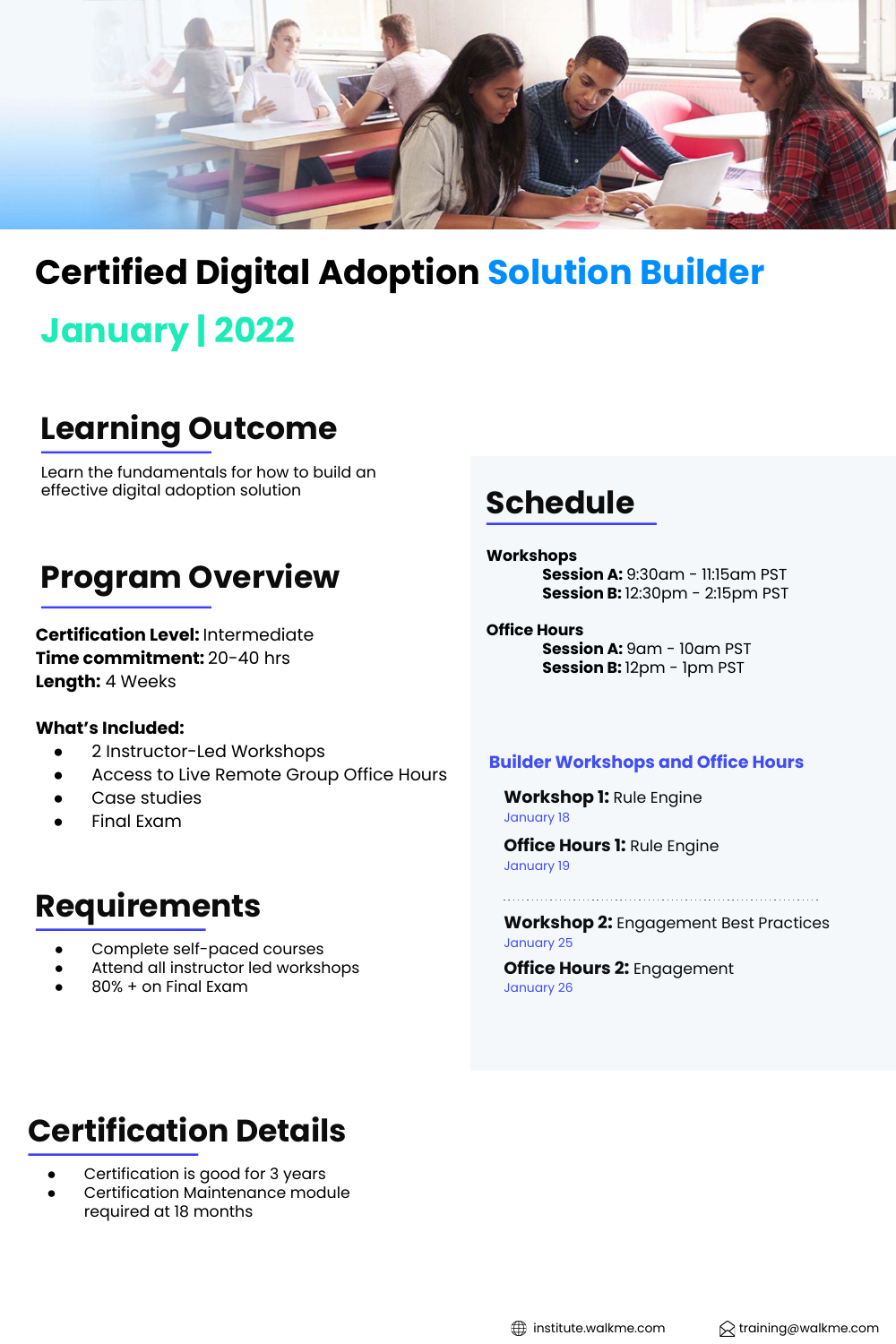# Certified Digital Adoption Solution Builder

## January | 2022

## Learning Outcome

Learn the fundamentals for how to build an effective digital adoption solution

## Program Overview

**Certification Level:** Intermediate
**Time commitment:** 20-40 hrs
**Length:** 4 Weeks

**What's Included:**

- 2 Instructor-Led Workshops
- Access to Live Remote Group Office Hours
- Case studies
- Final Exam

## Requirements

- Complete self-paced courses
- Attend all instructor led workshops
- 80% + on Final Exam

## Schedule

**Workshops**

**Session A:** 9:30am - 11:15am PST
**Session B:** 12:30pm - 2:15pm PST

**Office Hours**

**Session A:** 9am - 10am PST
**Session B:** 12pm - 1pm PST

### Builder Workshops and Office Hours

**Workshop 1:** Rule Engine
January 18

**Office Hours 1:** Rule Engine
January 19

---

**Workshop 2:** Engagement Best Practices
January 25

**Office Hours 2:** Engagement
January 26

## Certification Details

- Certification is good for 3 years
- Certification Maintenance module required at 18 months

institute.walkme.com

training@walkme.com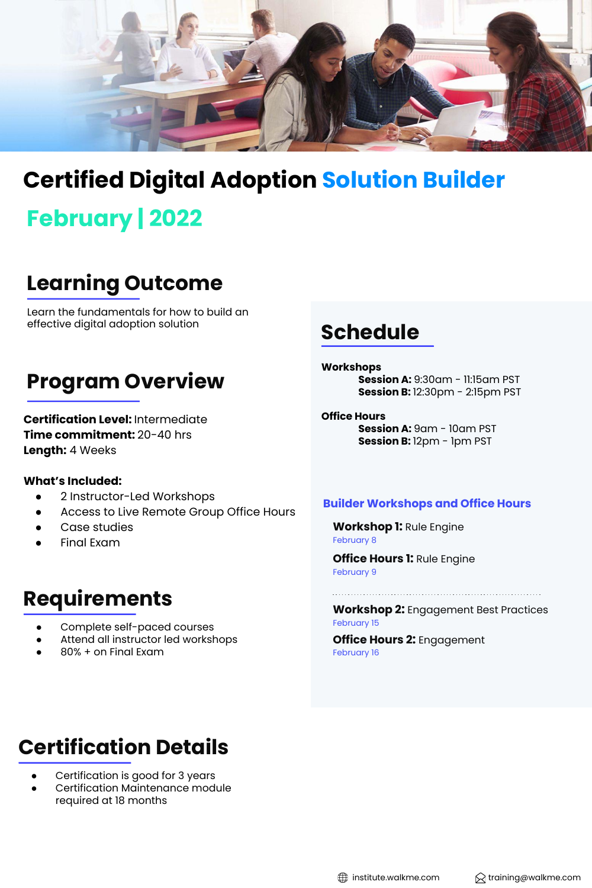# Certified Digital Adoption Solution Builder

## February | 2022

## Learning Outcome

Learn the fundamentals for how to build an effective digital adoption solution

## Program Overview

**Certification Level:** Intermediate
**Time commitment:** 20-40 hrs
**Length:** 4 Weeks

**What's Included:**

- 2 Instructor-Led Workshops
- Access to Live Remote Group Office Hours
- Case studies
- Final Exam

## Requirements

- Complete self-paced courses
- Attend all instructor led workshops
- 80% + on Final Exam

## Schedule

**Workshops**
**Session A:** 9:30am - 11:15am PST
**Session B:** 12:30pm - 2:15pm PST

**Office Hours**
**Session A:** 9am - 10am PST
**Session B:** 12pm - 1pm PST

### Builder Workshops and Office Hours

**Workshop 1:** Rule Engine
February 8

**Office Hours 1:** Rule Engine
February 9

**Workshop 2:** Engagement Best Practices
February 15

**Office Hours 2:** Engagement
February 16

## Certification Details

- Certification is good for 3 years
- Certification Maintenance module required at 18 months

institute.walkme.com
training@walkme.com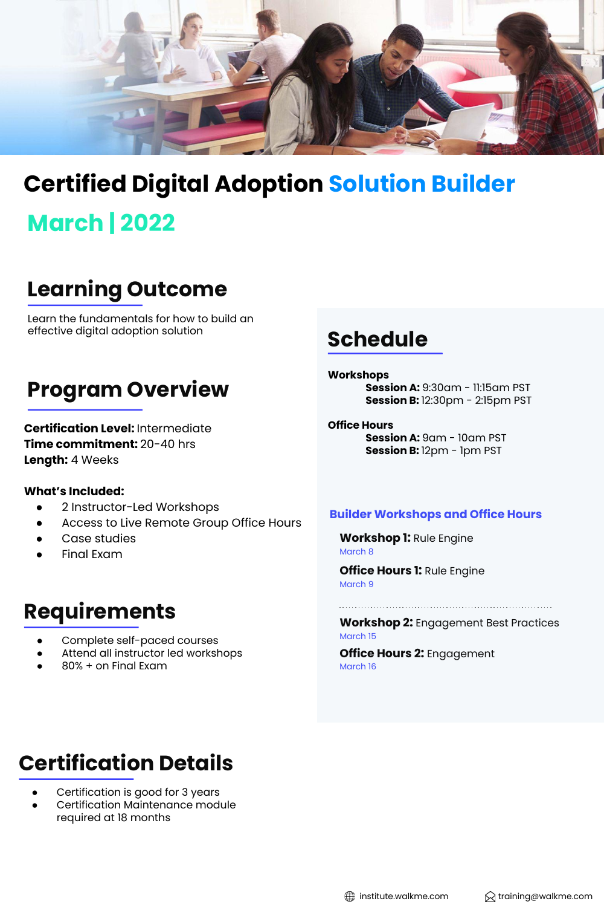# Certified Digital Adoption Solution Builder

## March | 2022

## Learning Outcome

Learn the fundamentals for how to build an effective digital adoption solution

## Program Overview

**Certification Level:** Intermediate
**Time commitment:** 20-40 hrs
**Length:** 4 Weeks

**What's Included:**

- 2 Instructor-Led Workshops
- Access to Live Remote Group Office Hours
- Case studies
- Final Exam

## Requirements

- Complete self-paced courses
- Attend all instructor led workshops
- 80% + on Final Exam

## Schedule

**Workshops**

**Session A:** 9:30am - 11:15am PST
**Session B:** 12:30pm - 2:15pm PST

**Office Hours**

**Session A:** 9am - 10am PST
**Session B:** 12pm - 1pm PST

### Builder Workshops and Office Hours

**Workshop 1:** Rule Engine
March 8

**Office Hours 1:** Rule Engine
March 9

**Workshop 2:** Engagement Best Practices
March 15

**Office Hours 2:** Engagement
March 16

## Certification Details

- Certification is good for 3 years
- Certification Maintenance module required at 18 months

institute.walkme.com
training@walkme.com